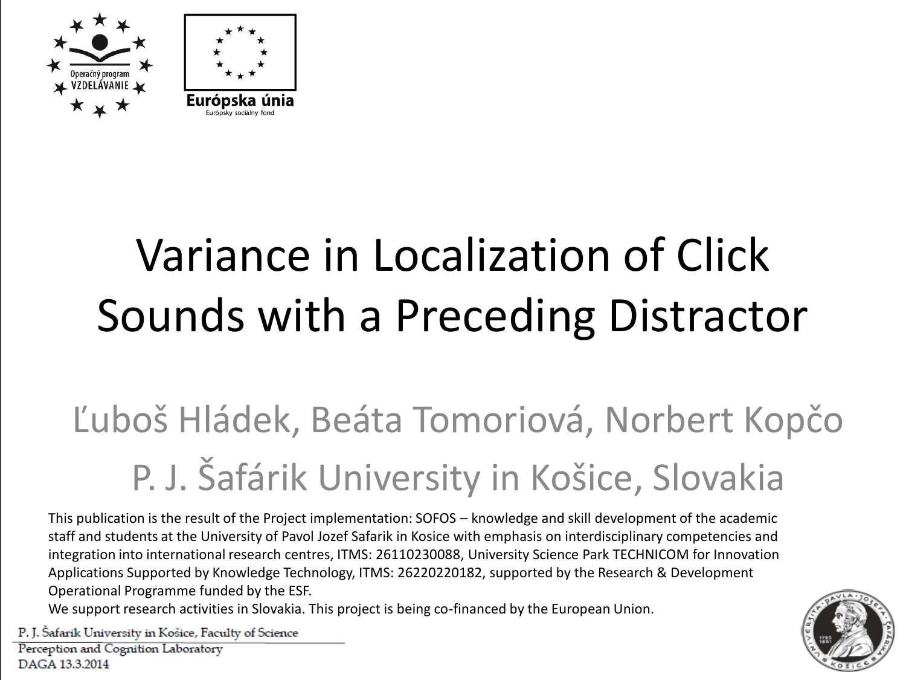Operačný program VZDELÁVANIE

Európska únia
Európsky sociálny fond

# Variance in Localization of Click Sounds with a Preceding Distractor

Ľuboš Hládek, Beáta Tomoriová, Norbert Kopčo

P. J. Šafárik University in Košice, Slovakia

This publication is the result of the Project implementation: SOFOS – knowledge and skill development of the academic staff and students at the University of Pavol Jozef Safarik in Kosice with emphasis on interdisciplinary competencies and integration into international research centres, ITMS: 26110230088, University Science Park TECHNICOM for Innovation Applications Supported by Knowledge Technology, ITMS: 26220220182, supported by the Research & Development Operational Programme funded by the ESF.
We support research activities in Slovakia. This project is being co-financed by the European Union.

P. J. Šafárik University in Košice, Faculty of Science
Perception and Cognition Laboratory
DAGA 13.3.2014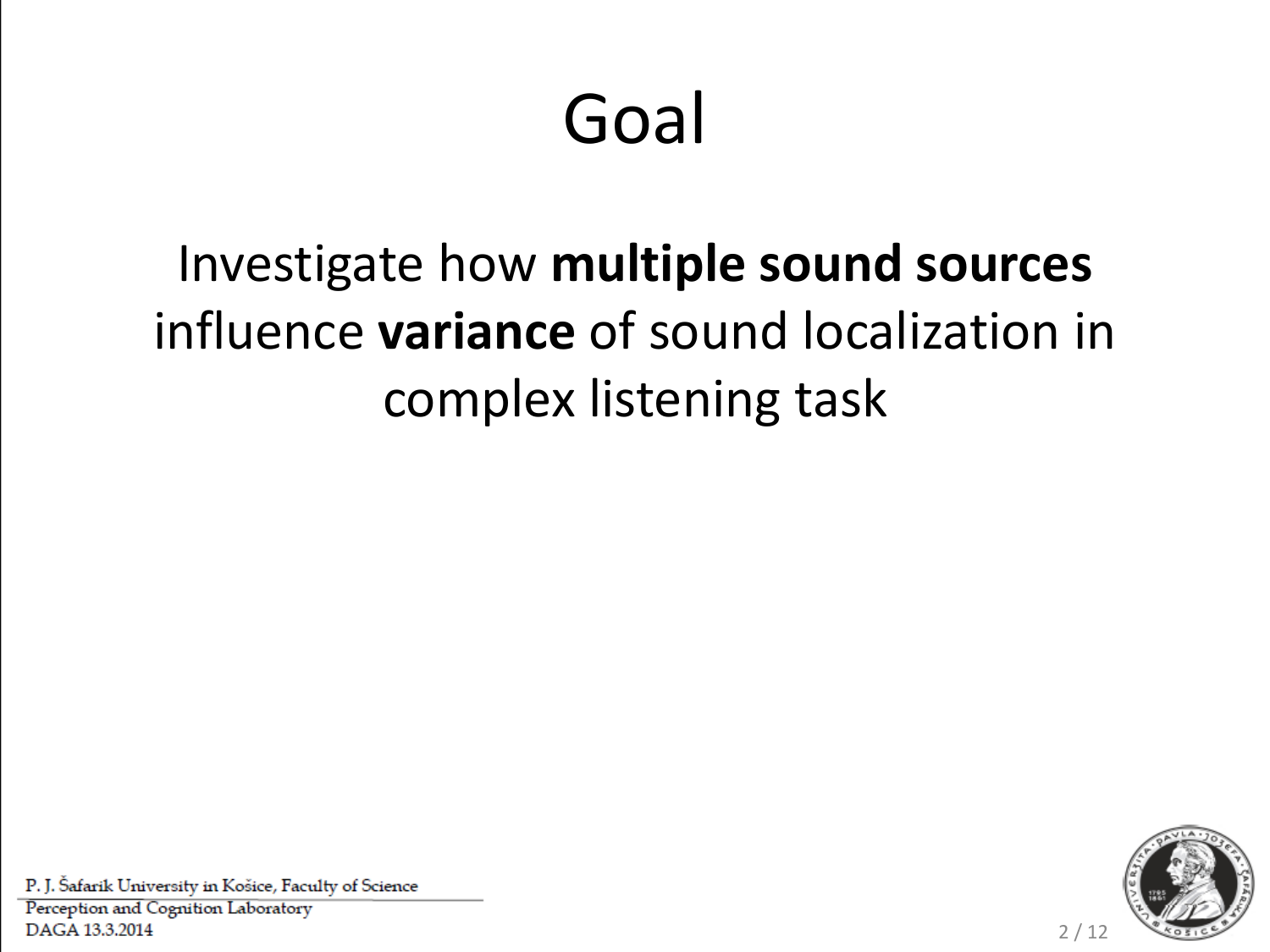# Goal

Investigate how **multiple sound sources** influence **variance** of sound localization in complex listening task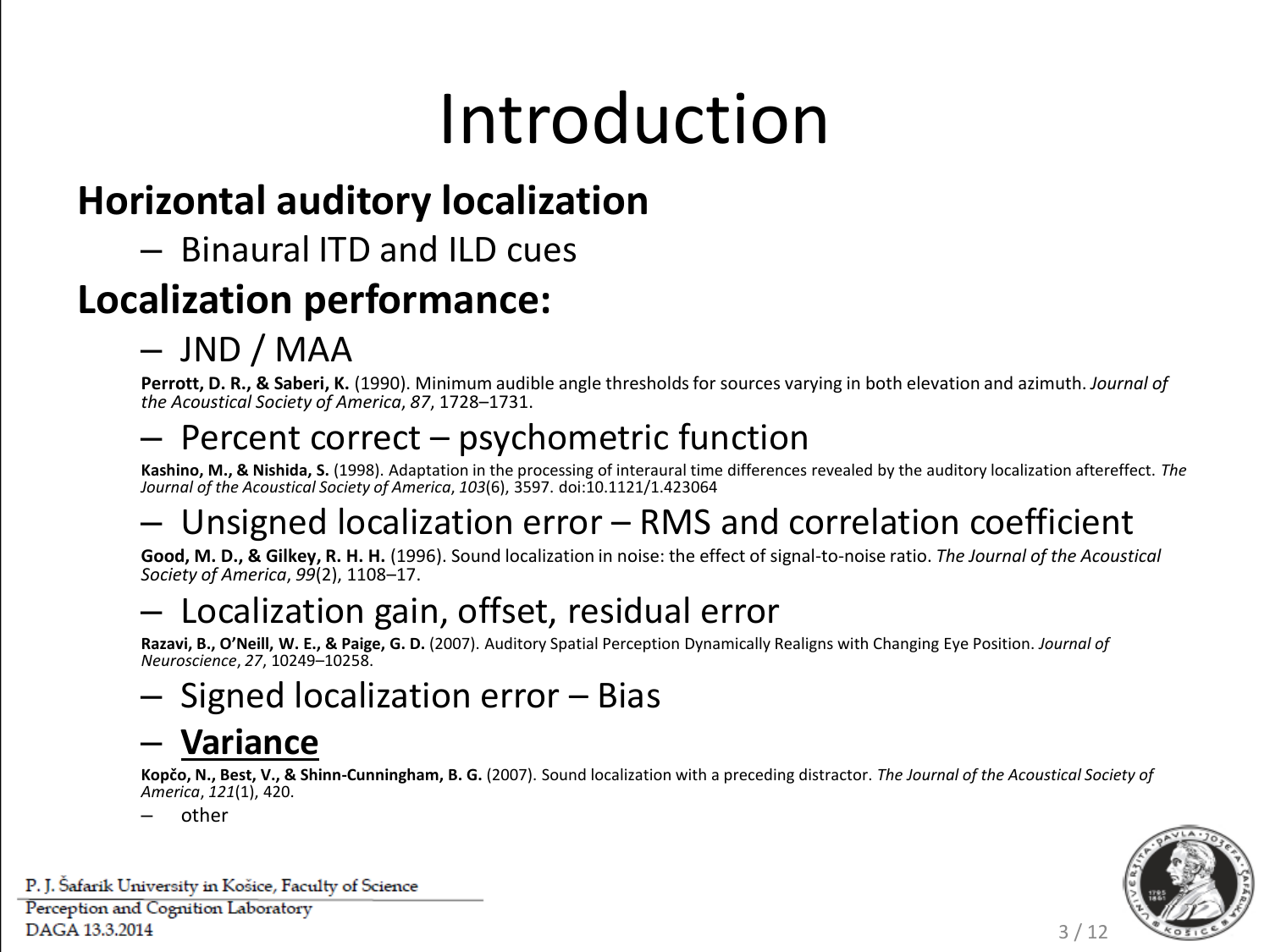# Introduction

## Horizontal auditory localization

- Binaural ITD and ILD cues

## Localization performance:

- JND / MAA

  **Perrott, D. R., & Saberi, K.** (1990). Minimum audible angle thresholds for sources varying in both elevation and azimuth. *Journal of the Acoustical Society of America*, *87*, 1728–1731.

- Percent correct – psychometric function

  **Kashino, M., & Nishida, S.** (1998). Adaptation in the processing of interaural time differences revealed by the auditory localization aftereffect. *The Journal of the Acoustical Society of America*, *103*(6), 3597. doi:10.1121/1.423064

- Unsigned localization error – RMS and correlation coefficient

  **Good, M. D., & Gilkey, R. H. H.** (1996). Sound localization in noise: the effect of signal-to-noise ratio. *The Journal of the Acoustical Society of America*, *99*(2), 1108–17.

- Localization gain, offset, residual error

  **Razavi, B., O'Neill, W. E., & Paige, G. D.** (2007). Auditory Spatial Perception Dynamically Realigns with Changing Eye Position. *Journal of Neuroscience*, *27*, 10249–10258.

- Signed localization error – Bias
- **Variance**

  **Kopčo, N., Best, V., & Shinn-Cunningham, B. G.** (2007). Sound localization with a preceding distractor. *The Journal of the Acoustical Society of America*, *121*(1), 420.

- other

P. J. Šafarik University in Košice, Faculty of Science
Perception and Cognition Laboratory
DAGA 13.3.2014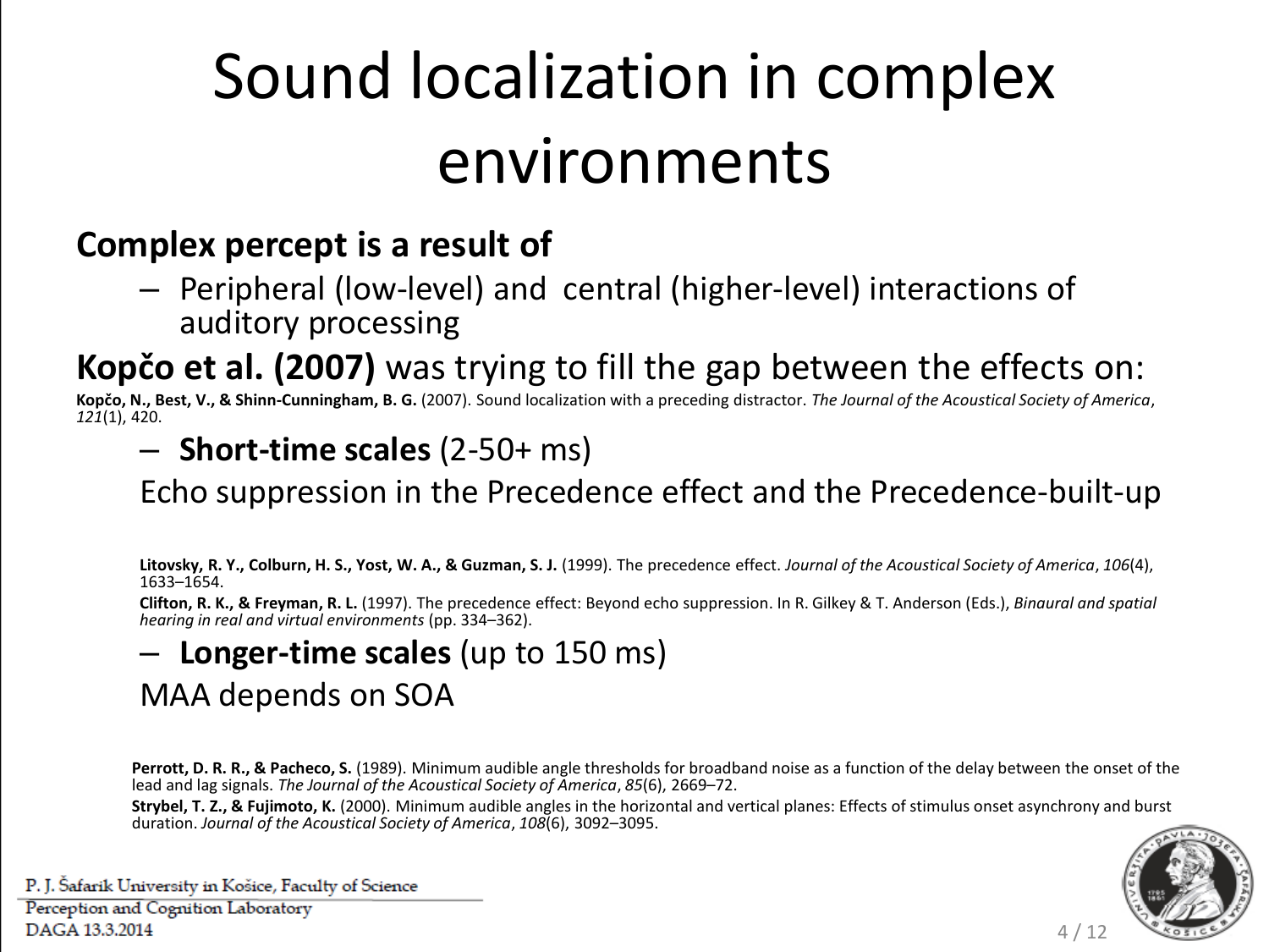# Sound localization in complex environments

**Complex percept is a result of**

- Peripheral (low-level) and central (higher-level) interactions of auditory processing

**Kopčo et al. (2007)** was trying to fill the gap between the effects on:

**Kopčo, N., Best, V., & Shinn-Cunningham, B. G.** (2007). Sound localization with a preceding distractor. *The Journal of the Acoustical Society of America*, *121*(1), 420.

- **Short-time scales** (2-50+ ms)

  Echo suppression in the Precedence effect and the Precedence-built-up

  **Litovsky, R. Y., Colburn, H. S., Yost, W. A., & Guzman, S. J.** (1999). The precedence effect. *Journal of the Acoustical Society of America*, *106*(4), 1633–1654.

  **Clifton, R. K., & Freyman, R. L.** (1997). The precedence effect: Beyond echo suppression. In R. Gilkey & T. Anderson (Eds.), *Binaural and spatial hearing in real and virtual environments* (pp. 334–362).

- **Longer-time scales** (up to 150 ms)

  MAA depends on SOA

  **Perrott, D. R. R., & Pacheco, S.** (1989). Minimum audible angle thresholds for broadband noise as a function of the delay between the onset of the lead and lag signals. *The Journal of the Acoustical Society of America*, *85*(6), 2669–72.

  **Strybel, T. Z., & Fujimoto, K.** (2000). Minimum audible angles in the horizontal and vertical planes: Effects of stimulus onset asynchrony and burst duration. *Journal of the Acoustical Society of America*, *108*(6), 3092–3095.

P. J. Šafarik University in Košice, Faculty of Science
Perception and Cognition Laboratory
DAGA 13.3.2014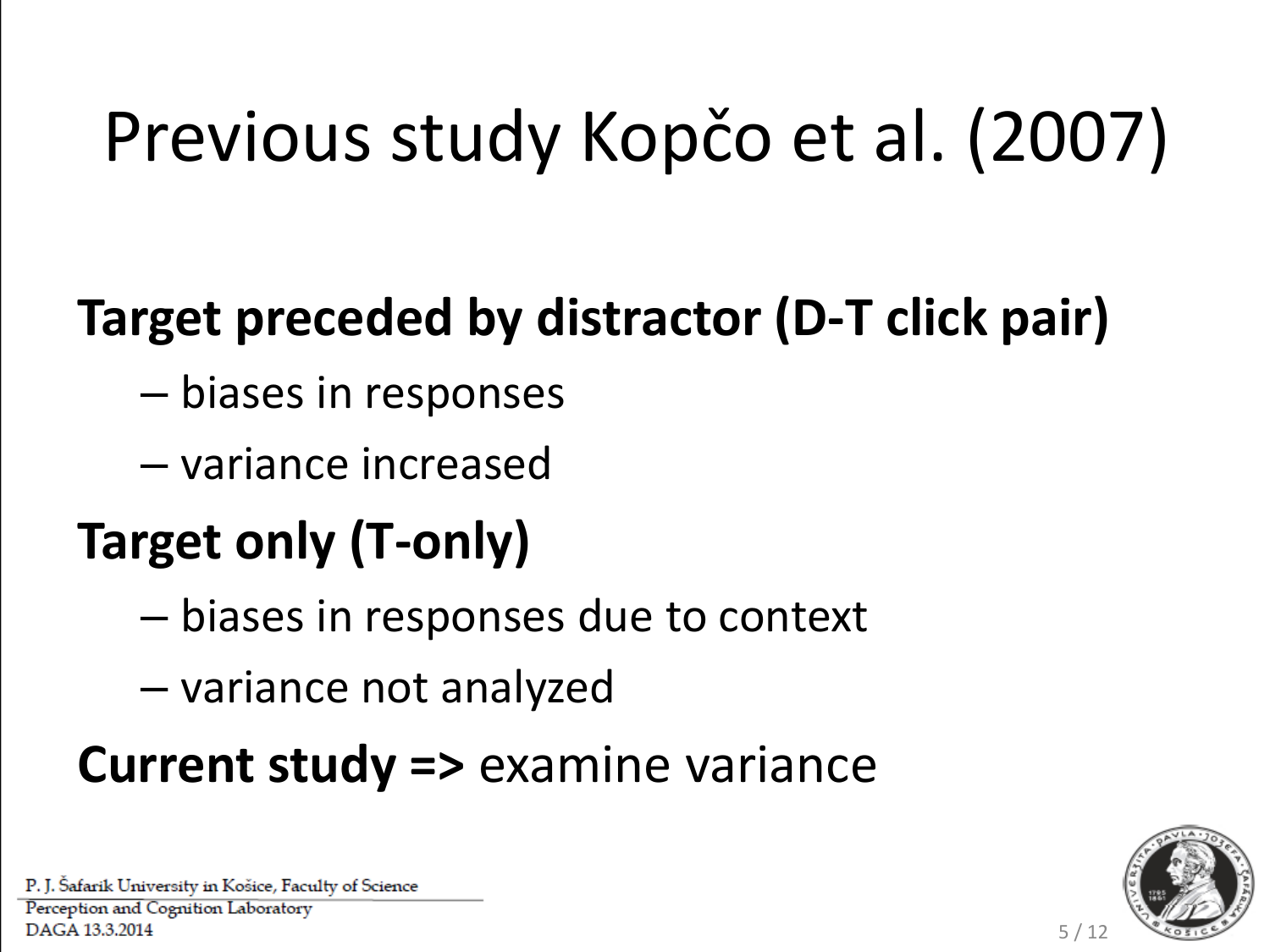# Previous study Kopčo et al. (2007)

**Target preceded by distractor (D-T click pair)**

- biases in responses
- variance increased

**Target only (T-only)**

- biases in responses due to context
- variance not analyzed

**Current study =>** examine variance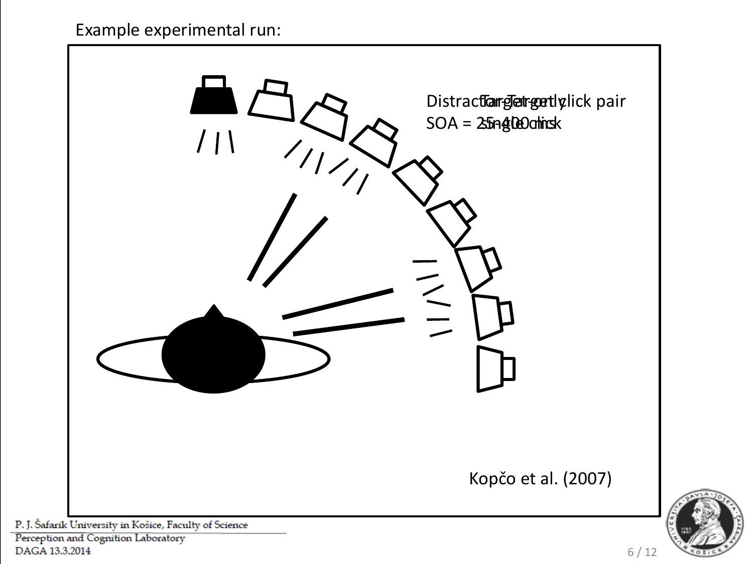Example experimental run:

Distractor-Target click pair
SOA = 25-400 ms

Target-only
single click

Kopčo et al. (2007)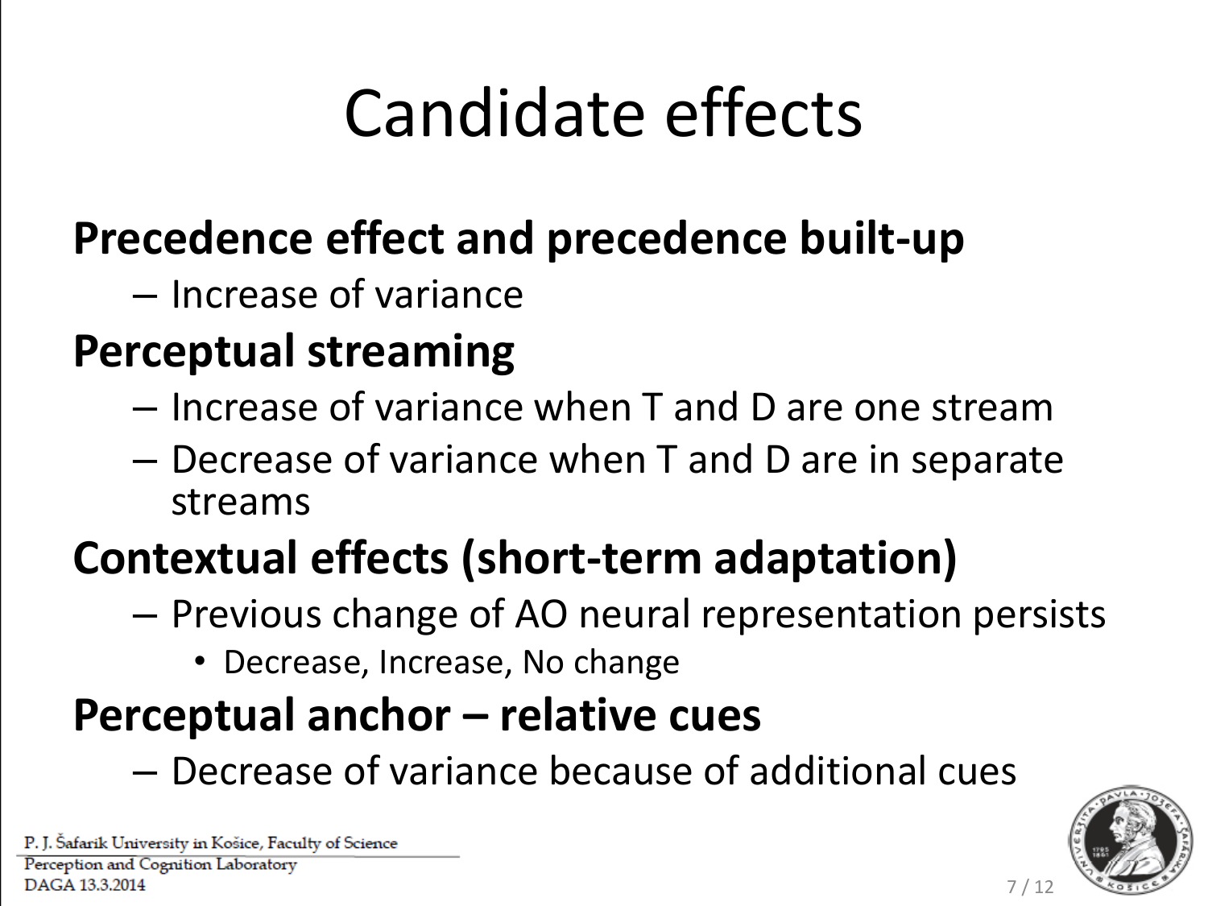# Candidate effects

**Precedence effect and precedence built-up**

- Increase of variance

**Perceptual streaming**

- Increase of variance when T and D are one stream
- Decrease of variance when T and D are in separate streams

**Contextual effects (short-term adaptation)**

- Previous change of AO neural representation persists
  - Decrease, Increase, No change

**Perceptual anchor – relative cues**

- Decrease of variance because of additional cues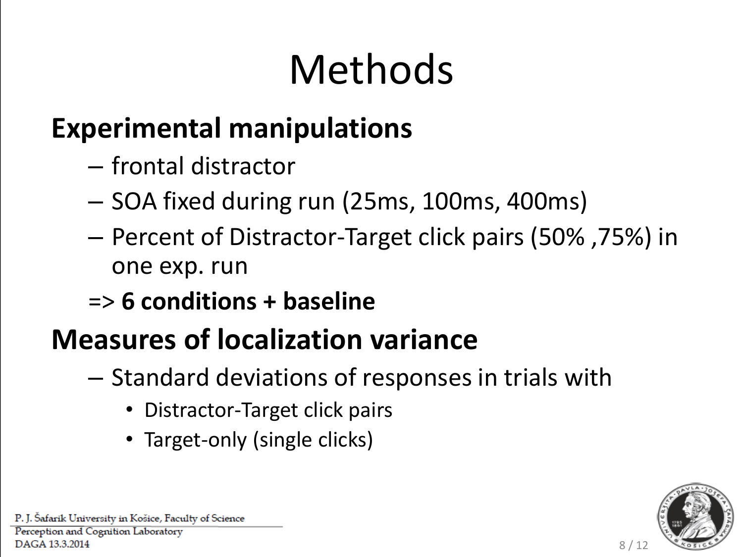# Methods

## Experimental manipulations

- frontal distractor
- SOA fixed during run (25ms, 100ms, 400ms)
- Percent of Distractor-Target click pairs (50% ,75%) in one exp. run

=> **6 conditions + baseline**

## Measures of localization variance

- Standard deviations of responses in trials with
  - Distractor-Target click pairs
  - Target-only (single clicks)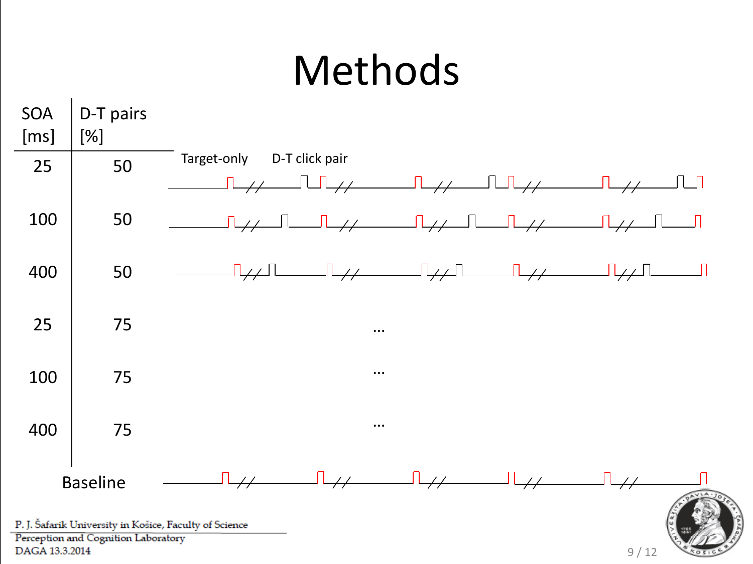# Methods

| SOA [ms] | D-T pairs [%] | |
|---|---|---|
| 25 | 50 | Target-only D-T click pair |
| 100 | 50 | |
| 400 | 50 | |
| 25 | 75 | … |
| 100 | 75 | … |
| 400 | 75 | … |
| Baseline | | |

P. J. Šafarik University in Košice, Faculty of Science
Perception and Cognition Laboratory
DAGA 13.3.2014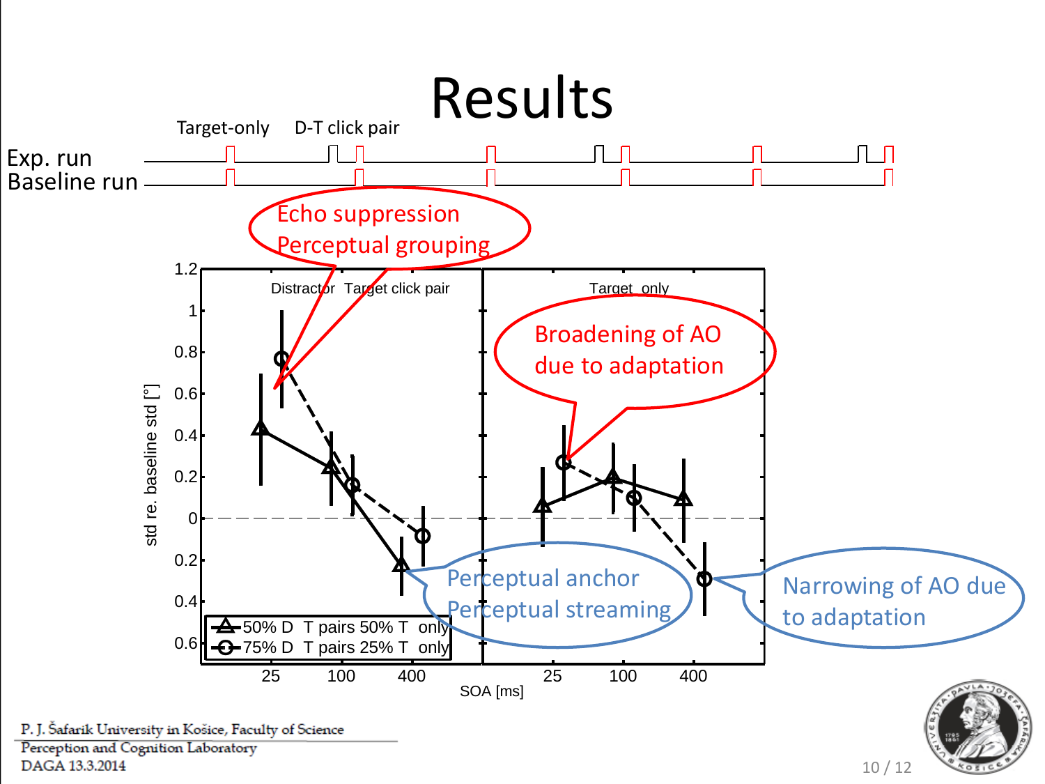# Results

Target-only D-T click pair

Exp. run

Baseline run

Echo suppression
Perceptual grouping

Broadening of AO due to adaptation

Perceptual anchor
Perceptual streaming

Narrowing of AO due to adaptation

Distractor Target click pair

Target only

std re. baseline std [°]

SOA [ms]

50% D T pairs 50% T only

75% D T pairs 25% T only

P. J. Šafarik University in Košice, Faculty of Science
Perception and Cognition Laboratory
DAGA 13.3.2014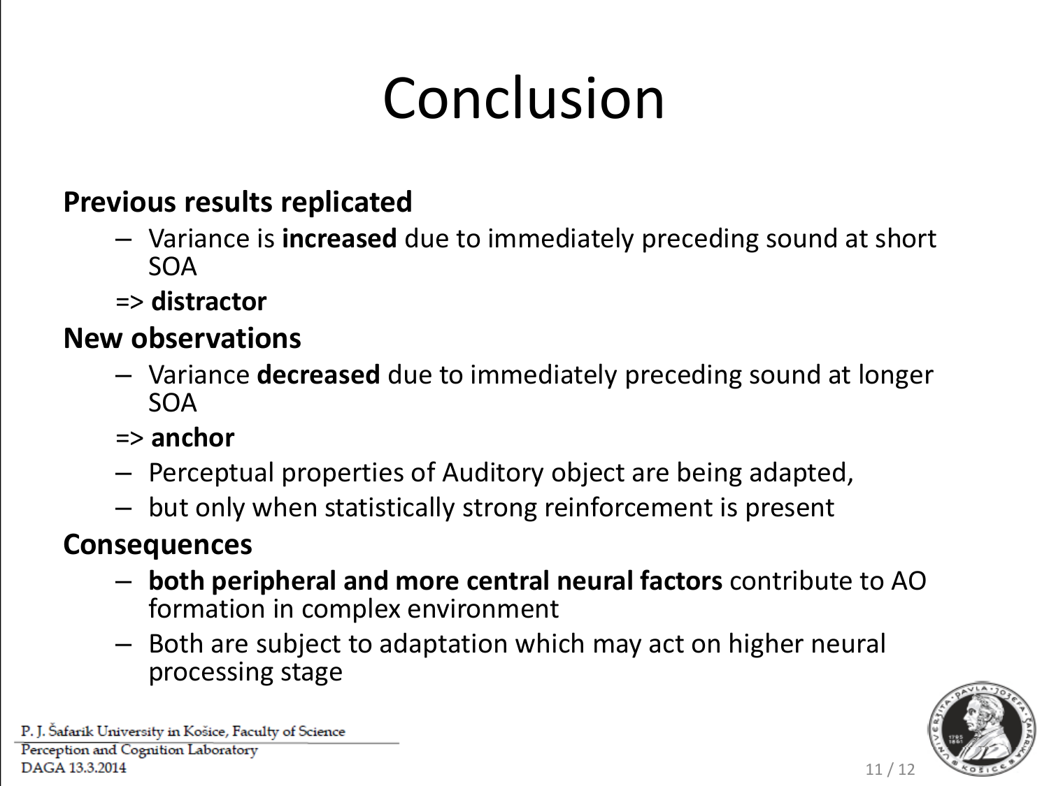# Conclusion

**Previous results replicated**

- Variance is **increased** due to immediately preceding sound at short SOA

=> **distractor**

**New observations**

- Variance **decreased** due to immediately preceding sound at longer SOA

=> **anchor**

- Perceptual properties of Auditory object are being adapted,
- but only when statistically strong reinforcement is present

**Consequences**

- **both peripheral and more central neural factors** contribute to AO formation in complex environment
- Both are subject to adaptation which may act on higher neural processing stage

P. J. Šafarik University in Košice, Faculty of Science
Perception and Cognition Laboratory
DAGA 13.3.2014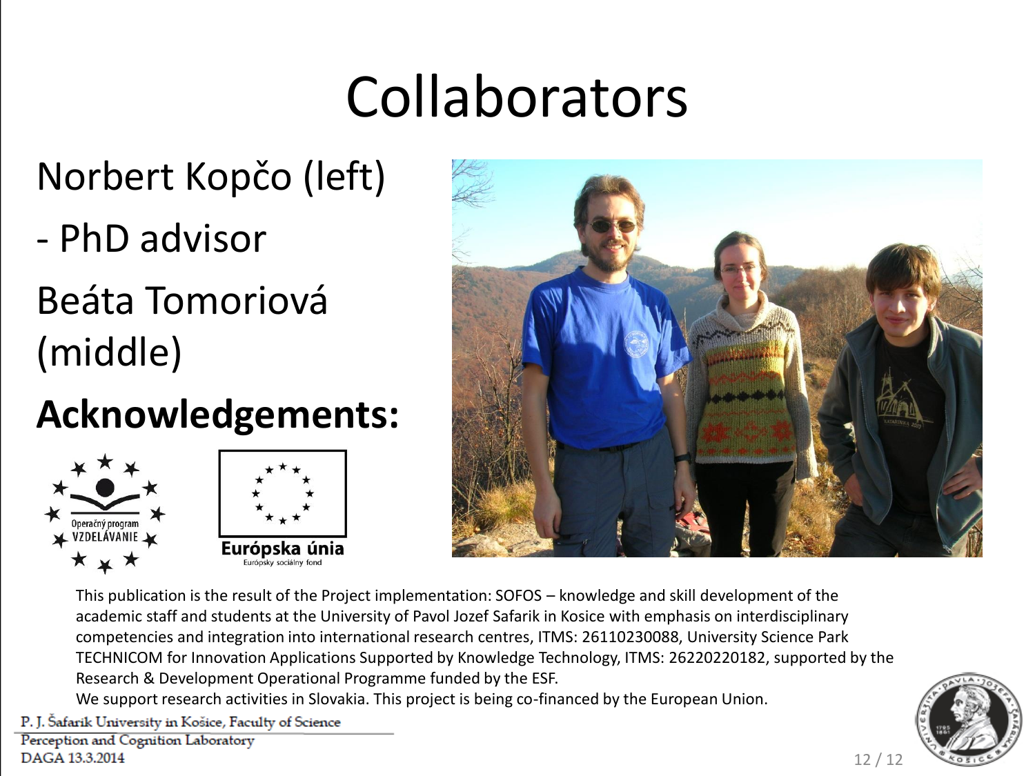# Collaborators

Norbert Kopčo (left)

- PhD advisor

Beáta Tomoriová (middle)

**Acknowledgements:**

Operačný program VZDELÁVANIE

Európska únia

Európsky sociálny fond

This publication is the result of the Project implementation: SOFOS – knowledge and skill development of the academic staff and students at the University of Pavol Jozef Safarik in Kosice with emphasis on interdisciplinary competencies and integration into international research centres, ITMS: 26110230088, University Science Park TECHNICOM for Innovation Applications Supported by Knowledge Technology, ITMS: 26220220182, supported by the Research & Development Operational Programme funded by the ESF.

We support research activities in Slovakia. This project is being co-financed by the European Union.

P. J. Šafarik University in Košice, Faculty of Science

Perception and Cognition Laboratory

DAGA 13.3.2014